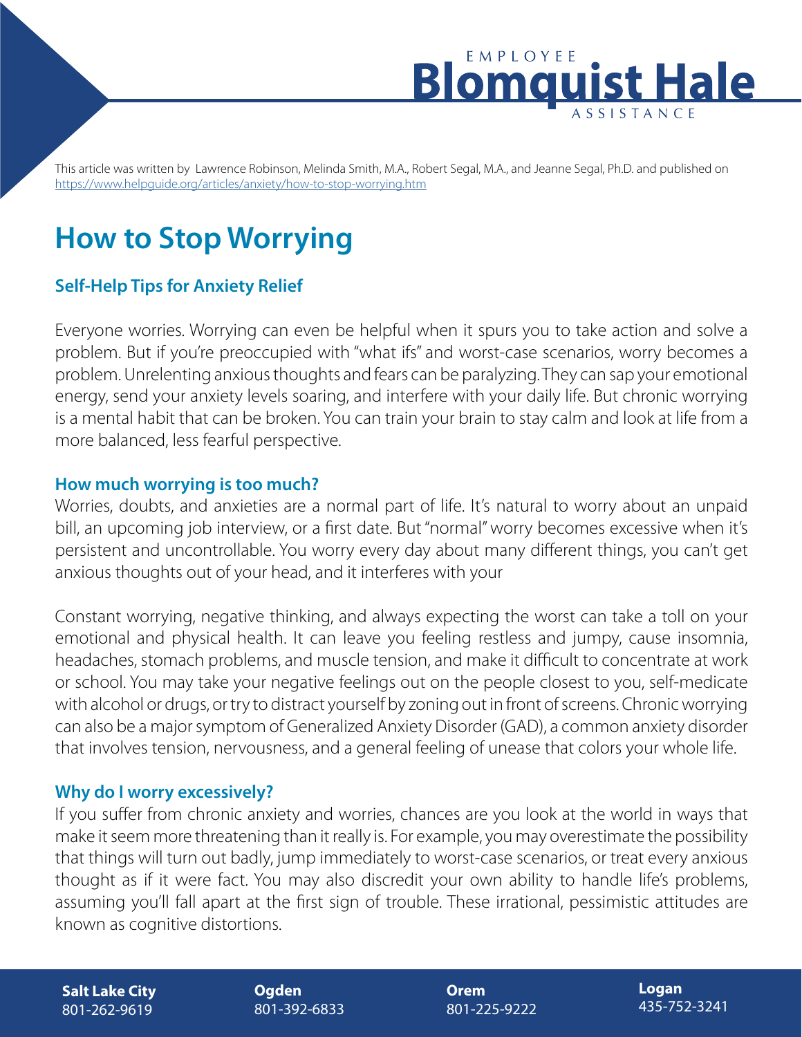Employee Blomquist Hale Assistance

This article was written by Lawrence Robinson, Melinda Smith, M.A., Robert Segal, M.A., and Jeanne Segal, Ph.D. and published on https://www.helpguide.org/articles/anxiety/how-to-stop-worrying.htm

# How to Stop Worrying

## Self-Help Tips for Anxiety Relief

Everyone worries. Worrying can even be helpful when it spurs you to take action and solve a problem. But if you're preoccupied with "what ifs" and worst-case scenarios, worry becomes a problem. Unrelenting anxious thoughts and fears can be paralyzing. They can sap your emotional energy, send your anxiety levels soaring, and interfere with your daily life. But chronic worrying is a mental habit that can be broken. You can train your brain to stay calm and look at life from a more balanced, less fearful perspective.

### How much worrying is too much?

Worries, doubts, and anxieties are a normal part of life. It's natural to worry about an unpaid bill, an upcoming job interview, or a first date. But "normal" worry becomes excessive when it's persistent and uncontrollable. You worry every day about many different things, you can't get anxious thoughts out of your head, and it interferes with your

Constant worrying, negative thinking, and always expecting the worst can take a toll on your emotional and physical health. It can leave you feeling restless and jumpy, cause insomnia, headaches, stomach problems, and muscle tension, and make it difficult to concentrate at work or school. You may take your negative feelings out on the people closest to you, self-medicate with alcohol or drugs, or try to distract yourself by zoning out in front of screens. Chronic worrying can also be a major symptom of Generalized Anxiety Disorder (GAD), a common anxiety disorder that involves tension, nervousness, and a general feeling of unease that colors your whole life.

### Why do I worry excessively?

If you suffer from chronic anxiety and worries, chances are you look at the world in ways that make it seem more threatening than it really is. For example, you may overestimate the possibility that things will turn out badly, jump immediately to worst-case scenarios, or treat every anxious thought as if it were fact. You may also discredit your own ability to handle life's problems, assuming you'll fall apart at the first sign of trouble. These irrational, pessimistic attitudes are known as cognitive distortions.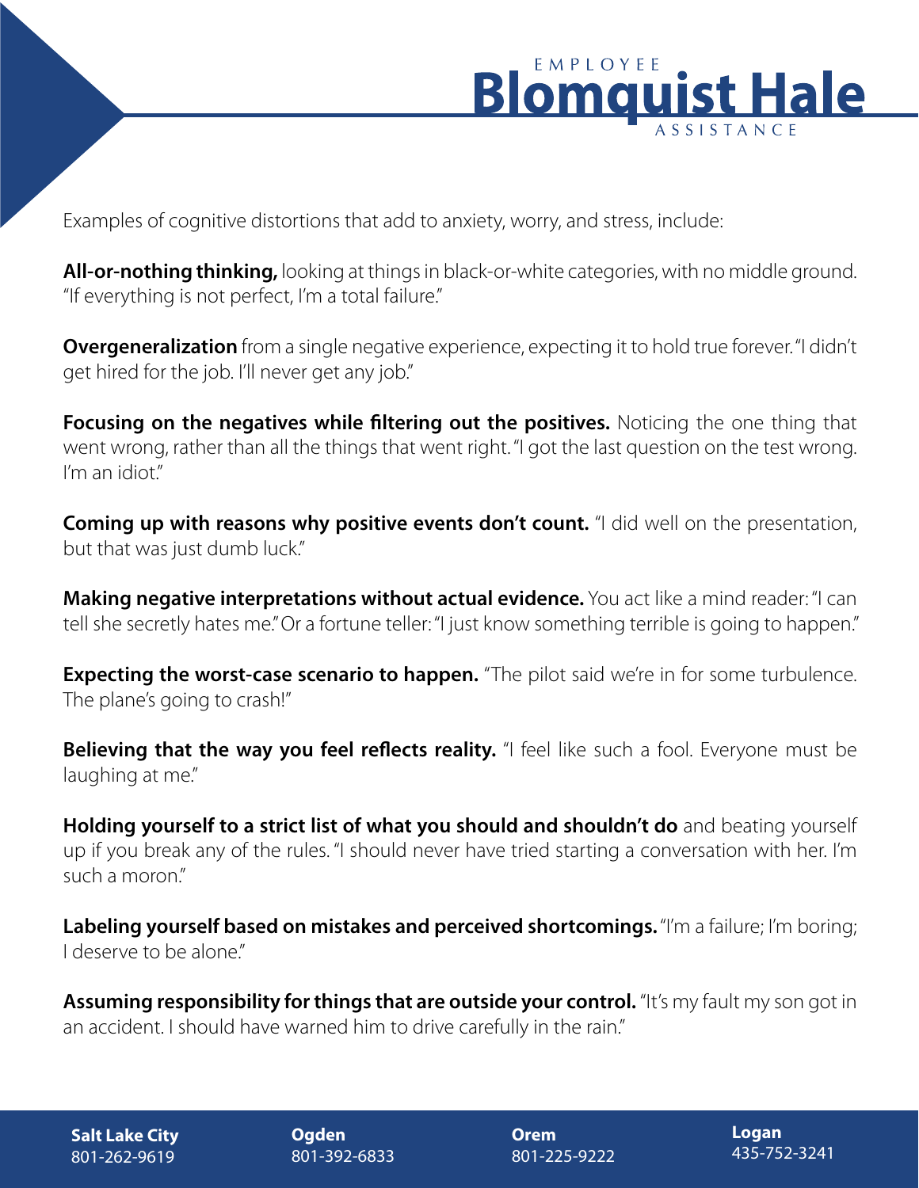Examples of cognitive distortions that add to anxiety, worry, and stress, include:

**All-or-nothing thinking,** looking at things in black-or-white categories, with no middle ground. "If everything is not perfect, I'm a total failure."

**Overgeneralization** from a single negative experience, expecting it to hold true forever. "I didn't get hired for the job. I'll never get any job."

**Focusing on the negatives while filtering out the positives.** Noticing the one thing that went wrong, rather than all the things that went right. "I got the last question on the test wrong. I'm an idiot."

**Coming up with reasons why positive events don't count.** "I did well on the presentation, but that was just dumb luck."

**Making negative interpretations without actual evidence.** You act like a mind reader: "I can tell she secretly hates me." Or a fortune teller: "I just know something terrible is going to happen."

**Expecting the worst-case scenario to happen.** "The pilot said we're in for some turbulence. The plane's going to crash!"

**Believing that the way you feel reflects reality.** "I feel like such a fool. Everyone must be laughing at me."

**Holding yourself to a strict list of what you should and shouldn't do** and beating yourself up if you break any of the rules. "I should never have tried starting a conversation with her. I'm such a moron."

**Labeling yourself based on mistakes and perceived shortcomings.** "I'm a failure; I'm boring; I deserve to be alone."

**Assuming responsibility for things that are outside your control.** "It's my fault my son got in an accident. I should have warned him to drive carefully in the rain."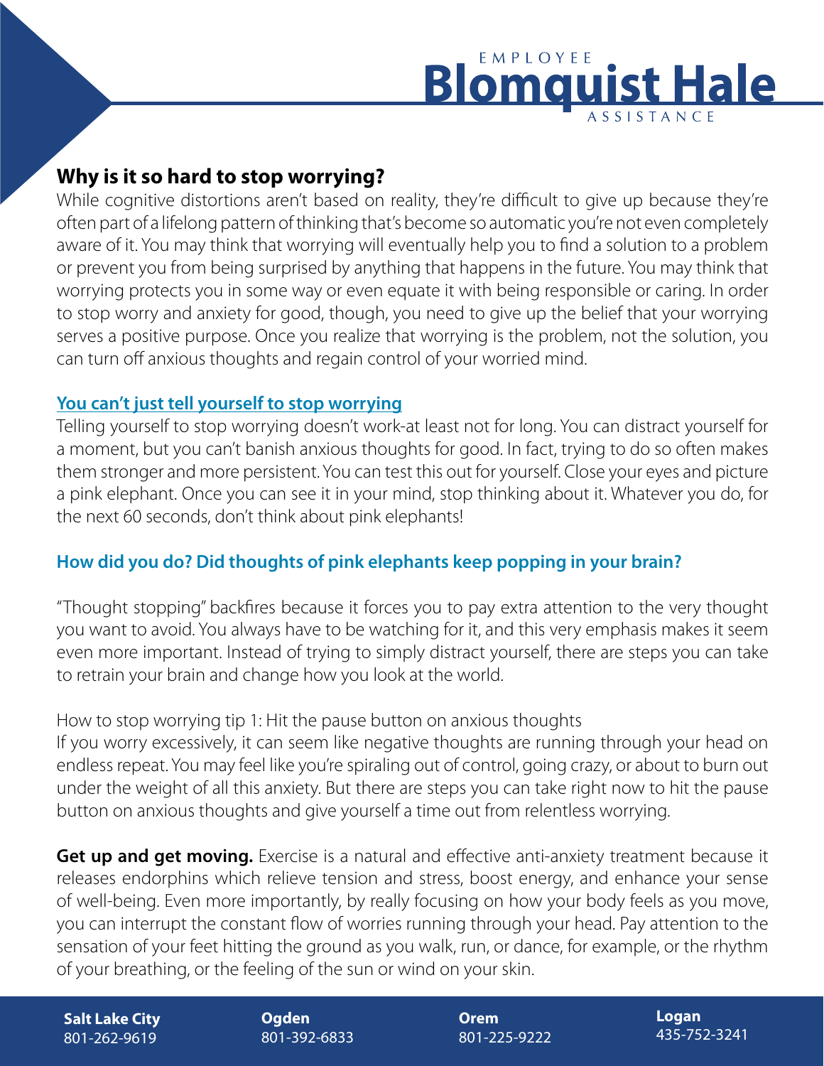## Why is it so hard to stop worrying?

While cognitive distortions aren't based on reality, they're difficult to give up because they're often part of a lifelong pattern of thinking that's become so automatic you're not even completely aware of it. You may think that worrying will eventually help you to find a solution to a problem or prevent you from being surprised by anything that happens in the future. You may think that worrying protects you in some way or even equate it with being responsible or caring. In order to stop worry and anxiety for good, though, you need to give up the belief that your worrying serves a positive purpose. Once you realize that worrying is the problem, not the solution, you can turn off anxious thoughts and regain control of your worried mind.

### You can't just tell yourself to stop worrying

Telling yourself to stop worrying doesn't work-at least not for long. You can distract yourself for a moment, but you can't banish anxious thoughts for good. In fact, trying to do so often makes them stronger and more persistent. You can test this out for yourself. Close your eyes and picture a pink elephant. Once you can see it in your mind, stop thinking about it. Whatever you do, for the next 60 seconds, don't think about pink elephants!

**How did you do? Did thoughts of pink elephants keep popping in your brain?**

"Thought stopping" backfires because it forces you to pay extra attention to the very thought you want to avoid. You always have to be watching for it, and this very emphasis makes it seem even more important. Instead of trying to simply distract yourself, there are steps you can take to retrain your brain and change how you look at the world.

How to stop worrying tip 1: Hit the pause button on anxious thoughts

If you worry excessively, it can seem like negative thoughts are running through your head on endless repeat. You may feel like you're spiraling out of control, going crazy, or about to burn out under the weight of all this anxiety. But there are steps you can take right now to hit the pause button on anxious thoughts and give yourself a time out from relentless worrying.

**Get up and get moving.** Exercise is a natural and effective anti-anxiety treatment because it releases endorphins which relieve tension and stress, boost energy, and enhance your sense of well-being. Even more importantly, by really focusing on how your body feels as you move, you can interrupt the constant flow of worries running through your head. Pay attention to the sensation of your feet hitting the ground as you walk, run, or dance, for example, or the rhythm of your breathing, or the feeling of the sun or wind on your skin.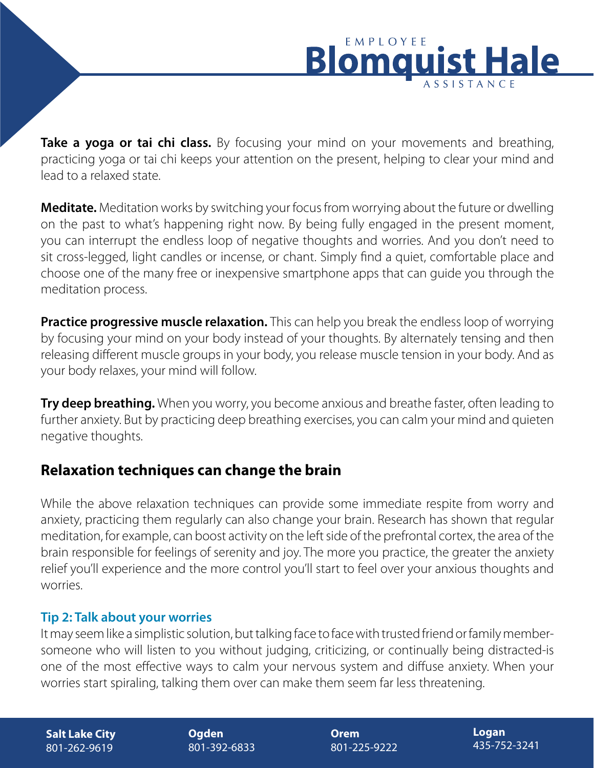**Take a yoga or tai chi class.** By focusing your mind on your movements and breathing, practicing yoga or tai chi keeps your attention on the present, helping to clear your mind and lead to a relaxed state.

**Meditate.** Meditation works by switching your focus from worrying about the future or dwelling on the past to what's happening right now. By being fully engaged in the present moment, you can interrupt the endless loop of negative thoughts and worries. And you don't need to sit cross-legged, light candles or incense, or chant. Simply find a quiet, comfortable place and choose one of the many free or inexpensive smartphone apps that can guide you through the meditation process.

**Practice progressive muscle relaxation.** This can help you break the endless loop of worrying by focusing your mind on your body instead of your thoughts. By alternately tensing and then releasing different muscle groups in your body, you release muscle tension in your body. And as your body relaxes, your mind will follow.

**Try deep breathing.** When you worry, you become anxious and breathe faster, often leading to further anxiety. But by practicing deep breathing exercises, you can calm your mind and quieten negative thoughts.

## Relaxation techniques can change the brain

While the above relaxation techniques can provide some immediate respite from worry and anxiety, practicing them regularly can also change your brain. Research has shown that regular meditation, for example, can boost activity on the left side of the prefrontal cortex, the area of the brain responsible for feelings of serenity and joy. The more you practice, the greater the anxiety relief you'll experience and the more control you'll start to feel over your anxious thoughts and worries.

### Tip 2: Talk about your worries

It may seem like a simplistic solution, but talking face to face with trusted friend or family member-someone who will listen to you without judging, criticizing, or continually being distracted-is one of the most effective ways to calm your nervous system and diffuse anxiety. When your worries start spiraling, talking them over can make them seem far less threatening.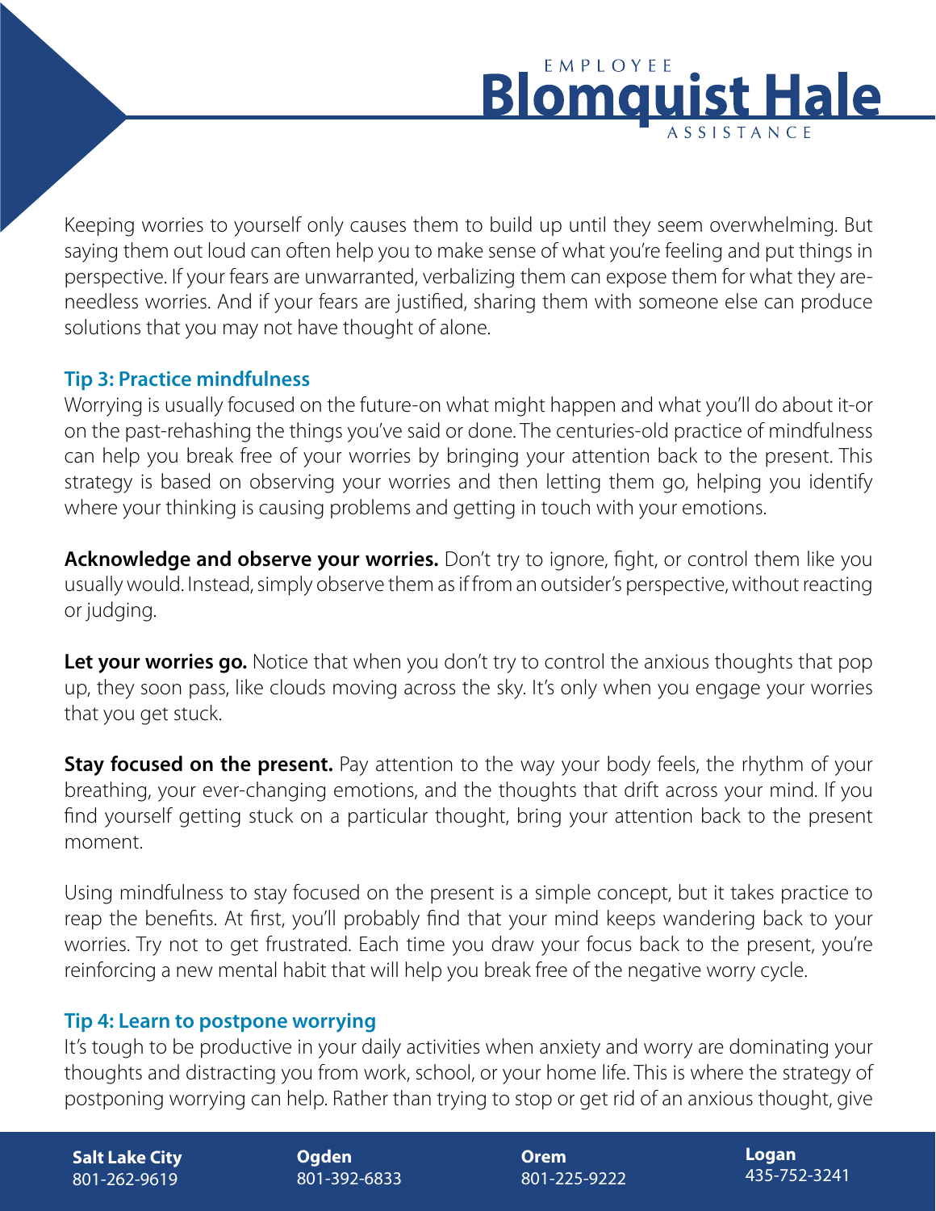Keeping worries to yourself only causes them to build up until they seem overwhelming. But saying them out loud can often help you to make sense of what you're feeling and put things in perspective. If your fears are unwarranted, verbalizing them can expose them for what they are-needless worries. And if your fears are justified, sharing them with someone else can produce solutions that you may not have thought of alone.

### Tip 3: Practice mindfulness

Worrying is usually focused on the future-on what might happen and what you'll do about it-or on the past-rehashing the things you've said or done. The centuries-old practice of mindfulness can help you break free of your worries by bringing your attention back to the present. This strategy is based on observing your worries and then letting them go, helping you identify where your thinking is causing problems and getting in touch with your emotions.

**Acknowledge and observe your worries.** Don't try to ignore, fight, or control them like you usually would. Instead, simply observe them as if from an outsider's perspective, without reacting or judging.

**Let your worries go.** Notice that when you don't try to control the anxious thoughts that pop up, they soon pass, like clouds moving across the sky. It's only when you engage your worries that you get stuck.

**Stay focused on the present.** Pay attention to the way your body feels, the rhythm of your breathing, your ever-changing emotions, and the thoughts that drift across your mind. If you find yourself getting stuck on a particular thought, bring your attention back to the present moment.

Using mindfulness to stay focused on the present is a simple concept, but it takes practice to reap the benefits. At first, you'll probably find that your mind keeps wandering back to your worries. Try not to get frustrated. Each time you draw your focus back to the present, you're reinforcing a new mental habit that will help you break free of the negative worry cycle.

### Tip 4: Learn to postpone worrying

It's tough to be productive in your daily activities when anxiety and worry are dominating your thoughts and distracting you from work, school, or your home life. This is where the strategy of postponing worrying can help. Rather than trying to stop or get rid of an anxious thought, give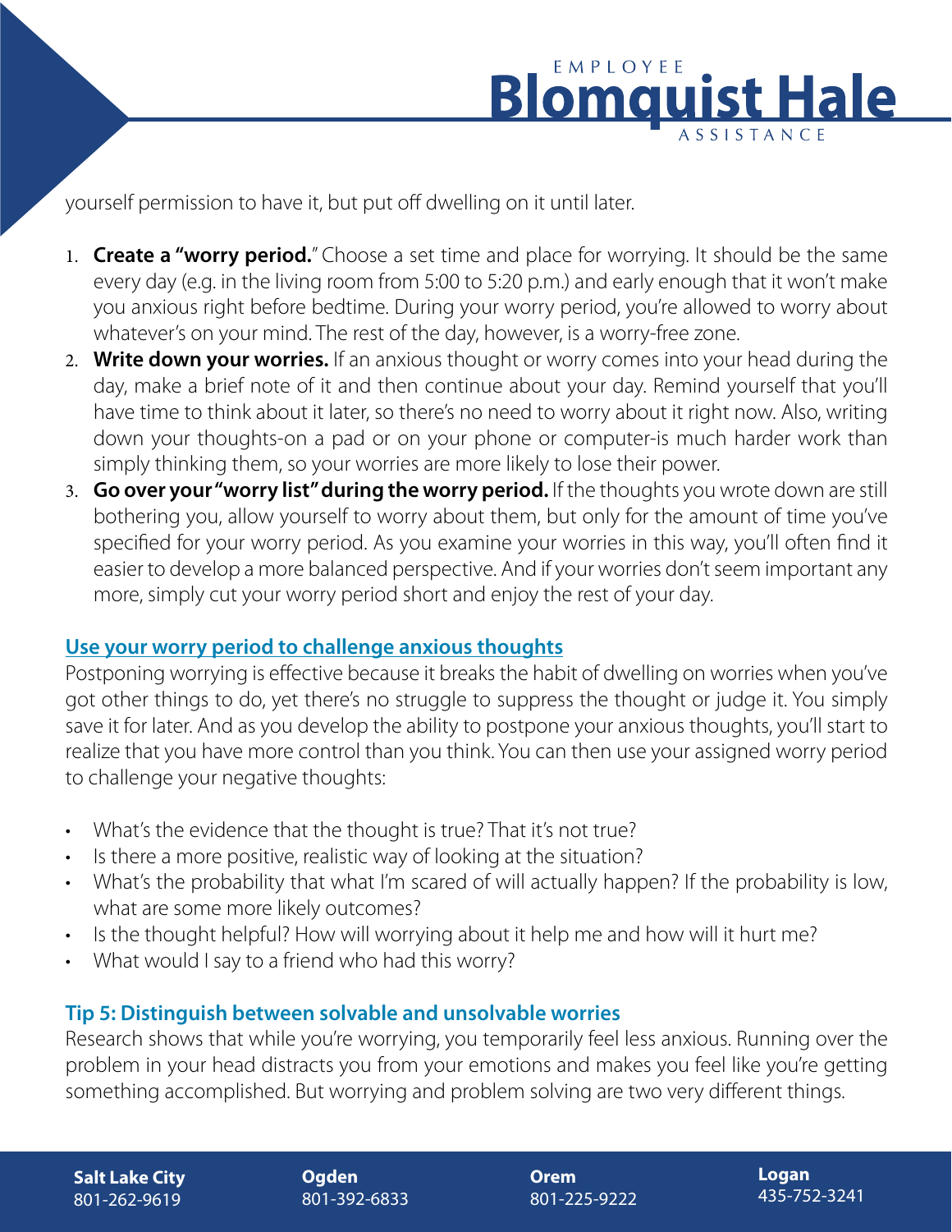yourself permission to have it, but put off dwelling on it until later.

1. **Create a "worry period.**" Choose a set time and place for worrying. It should be the same every day (e.g. in the living room from 5:00 to 5:20 p.m.) and early enough that it won't make you anxious right before bedtime. During your worry period, you're allowed to worry about whatever's on your mind. The rest of the day, however, is a worry-free zone.
2. **Write down your worries.** If an anxious thought or worry comes into your head during the day, make a brief note of it and then continue about your day. Remind yourself that you'll have time to think about it later, so there's no need to worry about it right now. Also, writing down your thoughts-on a pad or on your phone or computer-is much harder work than simply thinking them, so your worries are more likely to lose their power.
3. **Go over your "worry list" during the worry period.** If the thoughts you wrote down are still bothering you, allow yourself to worry about them, but only for the amount of time you've specified for your worry period. As you examine your worries in this way, you'll often find it easier to develop a more balanced perspective. And if your worries don't seem important any more, simply cut your worry period short and enjoy the rest of your day.

### Use your worry period to challenge anxious thoughts

Postponing worrying is effective because it breaks the habit of dwelling on worries when you've got other things to do, yet there's no struggle to suppress the thought or judge it. You simply save it for later. And as you develop the ability to postpone your anxious thoughts, you'll start to realize that you have more control than you think. You can then use your assigned worry period to challenge your negative thoughts:

- What's the evidence that the thought is true? That it's not true?
- Is there a more positive, realistic way of looking at the situation?
- What's the probability that what I'm scared of will actually happen? If the probability is low, what are some more likely outcomes?
- Is the thought helpful? How will worrying about it help me and how will it hurt me?
- What would I say to a friend who had this worry?

### Tip 5: Distinguish between solvable and unsolvable worries

Research shows that while you're worrying, you temporarily feel less anxious. Running over the problem in your head distracts you from your emotions and makes you feel like you're getting something accomplished. But worrying and problem solving are two very different things.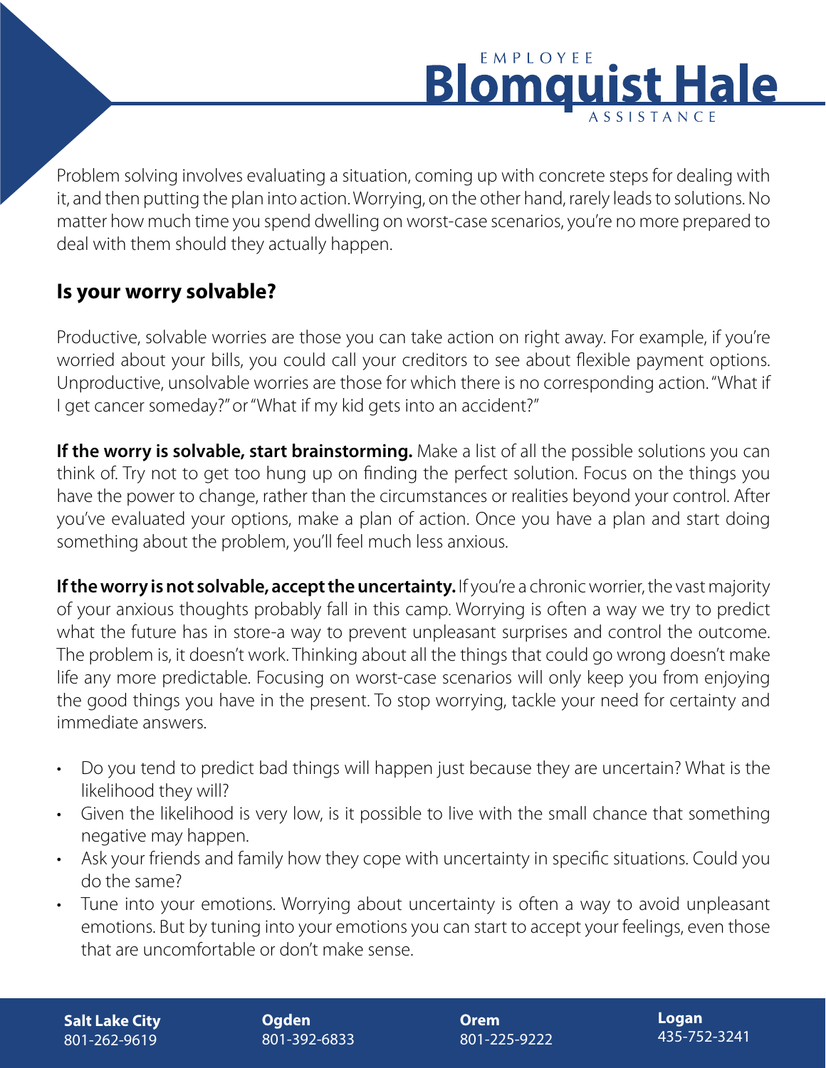Problem solving involves evaluating a situation, coming up with concrete steps for dealing with it, and then putting the plan into action. Worrying, on the other hand, rarely leads to solutions. No matter how much time you spend dwelling on worst-case scenarios, you're no more prepared to deal with them should they actually happen.

## Is your worry solvable?

Productive, solvable worries are those you can take action on right away. For example, if you're worried about your bills, you could call your creditors to see about flexible payment options. Unproductive, unsolvable worries are those for which there is no corresponding action. "What if I get cancer someday?" or "What if my kid gets into an accident?"

**If the worry is solvable, start brainstorming.** Make a list of all the possible solutions you can think of. Try not to get too hung up on finding the perfect solution. Focus on the things you have the power to change, rather than the circumstances or realities beyond your control. After you've evaluated your options, make a plan of action. Once you have a plan and start doing something about the problem, you'll feel much less anxious.

**If the worry is not solvable, accept the uncertainty.** If you're a chronic worrier, the vast majority of your anxious thoughts probably fall in this camp. Worrying is often a way we try to predict what the future has in store-a way to prevent unpleasant surprises and control the outcome. The problem is, it doesn't work. Thinking about all the things that could go wrong doesn't make life any more predictable. Focusing on worst-case scenarios will only keep you from enjoying the good things you have in the present. To stop worrying, tackle your need for certainty and immediate answers.

- Do you tend to predict bad things will happen just because they are uncertain? What is the likelihood they will?
- Given the likelihood is very low, is it possible to live with the small chance that something negative may happen.
- Ask your friends and family how they cope with uncertainty in specific situations. Could you do the same?
- Tune into your emotions. Worrying about uncertainty is often a way to avoid unpleasant emotions. But by tuning into your emotions you can start to accept your feelings, even those that are uncomfortable or don't make sense.